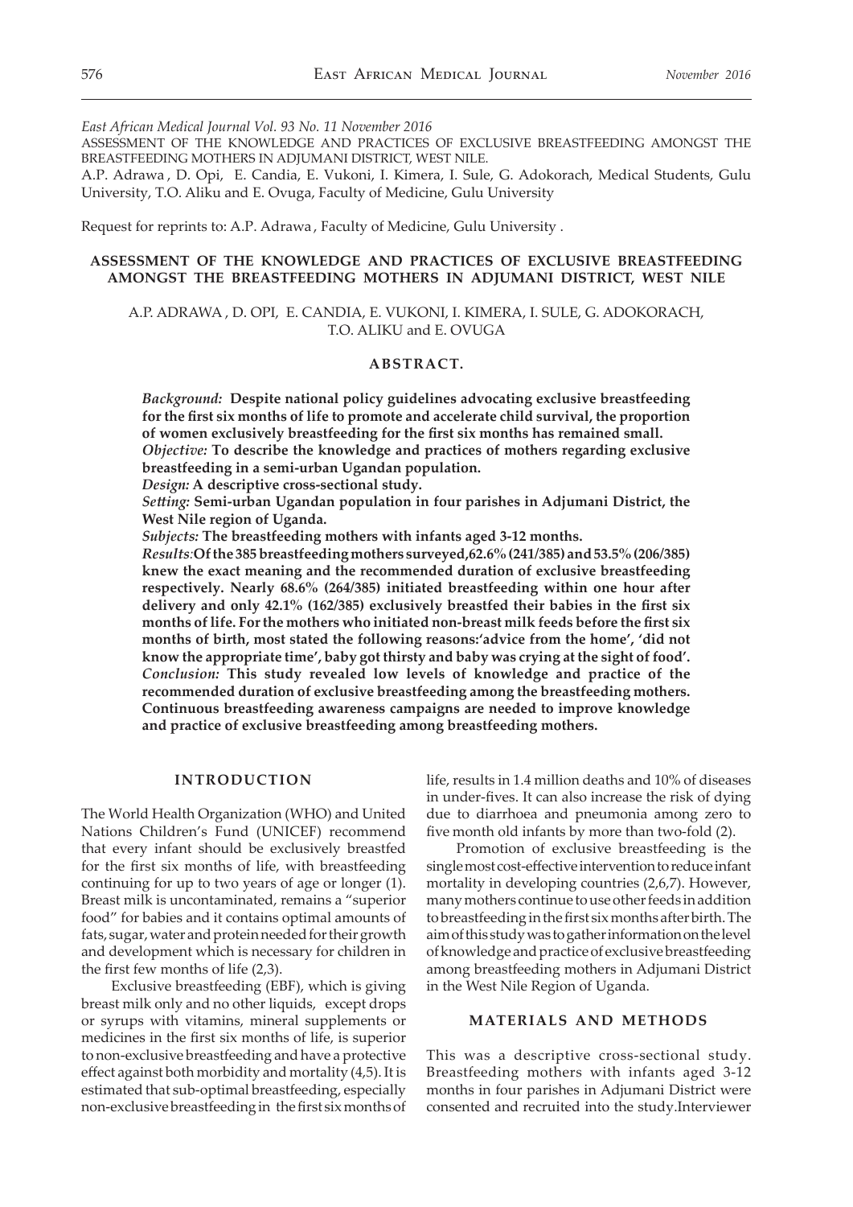*East African Medical Journal Vol. 93 No. 11 November 2016*

ASSESSMENT OF THE KNOWLEDGE AND PRACTICES OF EXCLUSIVE BREASTFEEDING AMONGST THE BREASTFEEDING MOTHERS IN ADJUMANI DISTRICT, WEST NILE.

A.P. Adrawa , D. Opi, E. Candia, E. Vukoni, I. Kimera, I. Sule, G. Adokorach, Medical Students, Gulu University, T.O. Aliku and E. Ovuga, Faculty of Medicine, Gulu University

Request for reprints to: A.P. Adrawa , Faculty of Medicine, Gulu University .

# ASSESSMENT OF THE KNOWLEDGE AND PRACTICES OF EXCLUSIVE BREASTFEEDING AMONGST THE BREASTFEEDING MOTHERS IN ADJUMANI DISTRICT, WEST NILE

A.P. ADRAWA , D. OPI, E. CANDIA, E. VUKONI, I. KIMERA, I. SULE, G. ADOKORACH, T.O. ALIKU and E. OVUGA

## ABSTRACT.

***Background:*** **Despite national policy guidelines advocating exclusive breastfeeding for the first six months of life to promote and accelerate child survival, the proportion of women exclusively breastfeeding for the first six months has remained small.**

***Objective:*** **To describe the knowledge and practices of mothers regarding exclusive breastfeeding in a semi-urban Ugandan population.**

***Design:*** **A descriptive cross-sectional study.**

***Setting:*** **Semi-urban Ugandan population in four parishes in Adjumani District, the West Nile region of Uganda.**

***Subjects:*** **The breastfeeding mothers with infants aged 3-12 months.**

***Results:*** **Of the 385 breastfeeding mothers surveyed,62.6% (241/385) and 53.5% (206/385) knew the exact meaning and the recommended duration of exclusive breastfeeding respectively. Nearly 68.6% (264/385) initiated breastfeeding within one hour after delivery and only 42.1% (162/385) exclusively breastfed their babies in the first six months of life. For the mothers who initiated non-breast milk feeds before the first six months of birth, most stated the following reasons:'advice from the home', 'did not know the appropriate time', baby got thirsty and baby was crying at the sight of food'.**

***Conclusion:*** **This study revealed low levels of knowledge and practice of the recommended duration of exclusive breastfeeding among the breastfeeding mothers. Continuous breastfeeding awareness campaigns are needed to improve knowledge and practice of exclusive breastfeeding among breastfeeding mothers.**

## INTRODUCTION

The World Health Organization (WHO) and United Nations Children's Fund (UNICEF) recommend that every infant should be exclusively breastfed for the first six months of life, with breastfeeding continuing for up to two years of age or longer (1). Breast milk is uncontaminated, remains a "superior food" for babies and it contains optimal amounts of fats, sugar, water and protein needed for their growth and development which is necessary for children in the first few months of life (2,3).

Exclusive breastfeeding (EBF), which is giving breast milk only and no other liquids, except drops or syrups with vitamins, mineral supplements or medicines in the first six months of life, is superior to non-exclusive breastfeeding and have a protective effect against both morbidity and mortality (4,5). It is estimated that sub-optimal breastfeeding, especially non-exclusive breastfeeding in the first six months of life, results in 1.4 million deaths and 10% of diseases in under-fives. It can also increase the risk of dying due to diarrhoea and pneumonia among zero to five month old infants by more than two-fold (2).

Promotion of exclusive breastfeeding is the single most cost-effective intervention to reduce infant mortality in developing countries (2,6,7). However, many mothers continue to use other feeds in addition to breastfeeding in the first six months after birth. The aim of this study was to gather information on the level of knowledge and practice of exclusive breastfeeding among breastfeeding mothers in Adjumani District in the West Nile Region of Uganda.

## MATERIALS AND METHODS

This was a descriptive cross-sectional study. Breastfeeding mothers with infants aged 3-12 months in four parishes in Adjumani District were consented and recruited into the study.Interviewer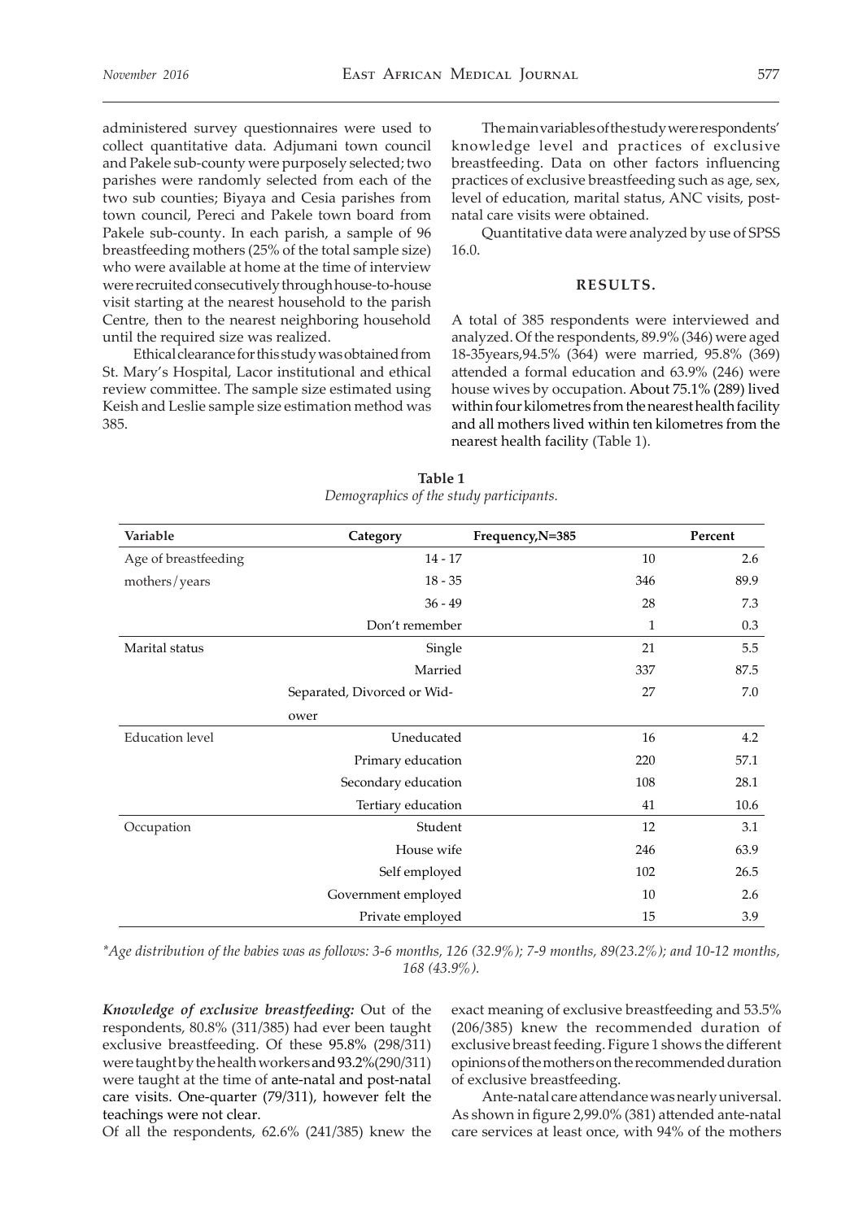administered survey questionnaires were used to collect quantitative data. Adjumani town council and Pakele sub-county were purposely selected; two parishes were randomly selected from each of the two sub counties; Biyaya and Cesia parishes from town council, Pereci and Pakele town board from Pakele sub-county. In each parish, a sample of 96 breastfeeding mothers (25% of the total sample size) who were available at home at the time of interview were recruited consecutively through house-to-house visit starting at the nearest household to the parish Centre, then to the nearest neighboring household until the required size was realized.

Ethical clearance for this study was obtained from St. Mary's Hospital, Lacor institutional and ethical review committee. The sample size estimated using Keish and Leslie sample size estimation method was 385.

The main variables of the study were respondents' knowledge level and practices of exclusive breastfeeding. Data on other factors influencing practices of exclusive breastfeeding such as age, sex, level of education, marital status, ANC visits, post-natal care visits were obtained.

Quantitative data were analyzed by use of SPSS 16.0.

## RESULTS.

A total of 385 respondents were interviewed and analyzed. Of the respondents, 89.9% (346) were aged 18-35years,94.5% (364) were married, 95.8% (369) attended a formal education and 63.9% (246) were house wives by occupation. About 75.1% (289) lived within four kilometres from the nearest health facility and all mothers lived within ten kilometres from the nearest health facility (Table 1).

**Table 1**
*Demographics of the study participants.*

| Variable | Category | Frequency,N=385 | Percent |
|---|---|---|---|
| Age of breastfeeding mothers/years | 14 - 17 | 10 | 2.6 |
| | 18 - 35 | 346 | 89.9 |
| | 36 - 49 | 28 | 7.3 |
| | Don't remember | 1 | 0.3 |
| Marital status | Single | 21 | 5.5 |
| | Married | 337 | 87.5 |
| | Separated, Divorced or Widower | 27 | 7.0 |
| Education level | Uneducated | 16 | 4.2 |
| | Primary education | 220 | 57.1 |
| | Secondary education | 108 | 28.1 |
| | Tertiary education | 41 | 10.6 |
| Occupation | Student | 12 | 3.1 |
| | House wife | 246 | 63.9 |
| | Self employed | 102 | 26.5 |
| | Government employed | 10 | 2.6 |
| | Private employed | 15 | 3.9 |

*\*Age distribution of the babies was as follows: 3-6 months, 126 (32.9%); 7-9 months, 89(23.2%); and 10-12 months, 168 (43.9%).*

***Knowledge of exclusive breastfeeding:*** Out of the respondents, 80.8% (311/385) had ever been taught exclusive breastfeeding. Of these 95.8% (298/311) were taught by the health workers and 93.2%(290/311) were taught at the time of ante-natal and post-natal care visits. One-quarter (79/311), however felt the teachings were not clear.

Of all the respondents, 62.6% (241/385) knew the exact meaning of exclusive breastfeeding and 53.5% (206/385) knew the recommended duration of exclusive breast feeding. Figure 1 shows the different opinions of the mothers on the recommended duration of exclusive breastfeeding.

Ante-natal care attendance was nearly universal. As shown in figure 2,99.0% (381) attended ante-natal care services at least once, with 94% of the mothers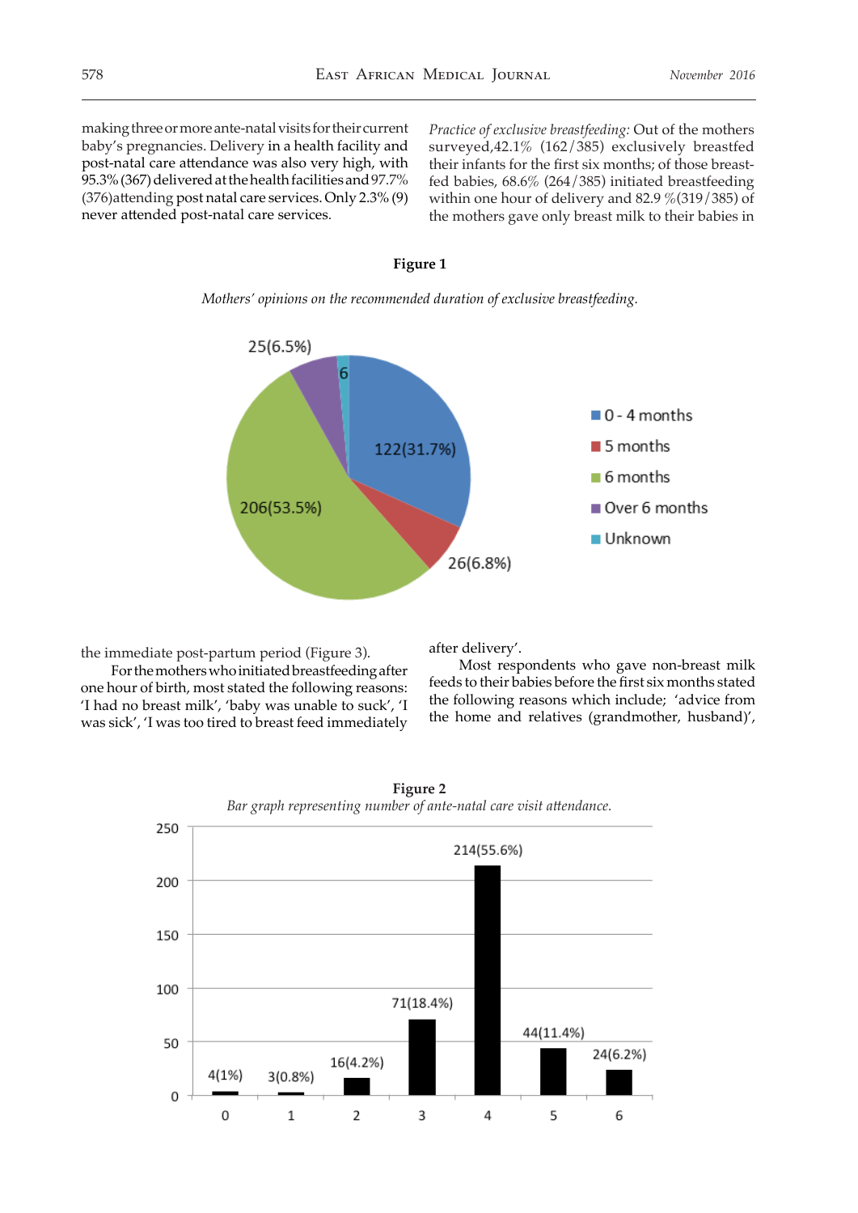making three or more ante-natal visits for their current baby's pregnancies. Delivery in a health facility and post-natal care attendance was also very high, with 95.3% (367) delivered at the health facilities and 97.7% (376) attending post natal care services. Only 2.3% (9) never attended post-natal care services.

*Practice of exclusive breastfeeding:* Out of the mothers surveyed, 42.1% (162/385) exclusively breastfed their infants for the first six months; of those breast-fed babies, 68.6% (264/385) initiated breastfeeding within one hour of delivery and 82.9 %(319/385) of the mothers gave only breast milk to their babies in the immediate post-partum period (Figure 3).

For the mothers who initiated breastfeeding after one hour of birth, most stated the following reasons: 'I had no breast milk', 'baby was unable to suck', 'I was sick', 'I was too tired to breast feed immediately after delivery'.

Most respondents who gave non-breast milk feeds to their babies before the first six months stated the following reasons which include; 'advice from the home and relatives (grandmother, husband)',

**Figure 1**

*Mothers' opinions on the recommended duration of exclusive breastfeeding.*

| Duration | Number (%) |
|---|---|
| 0 - 4 months | 122 (31.7%) |
| 5 months | 26 (6.8%) |
| 6 months | 206 (53.5%) |
| Over 6 months | 25 (6.5%) |
| Unknown | 6 |

**Figure 2**

*Bar graph representing number of ante-natal care visit attendance.*

| Number of visits | Number (%) |
|---|---|
| 0 | 4 (1%) |
| 1 | 3 (0.8%) |
| 2 | 16 (4.2%) |
| 3 | 71 (18.4%) |
| 4 | 214 (55.6%) |
| 5 | 44 (11.4%) |
| 6 | 24 (6.2%) |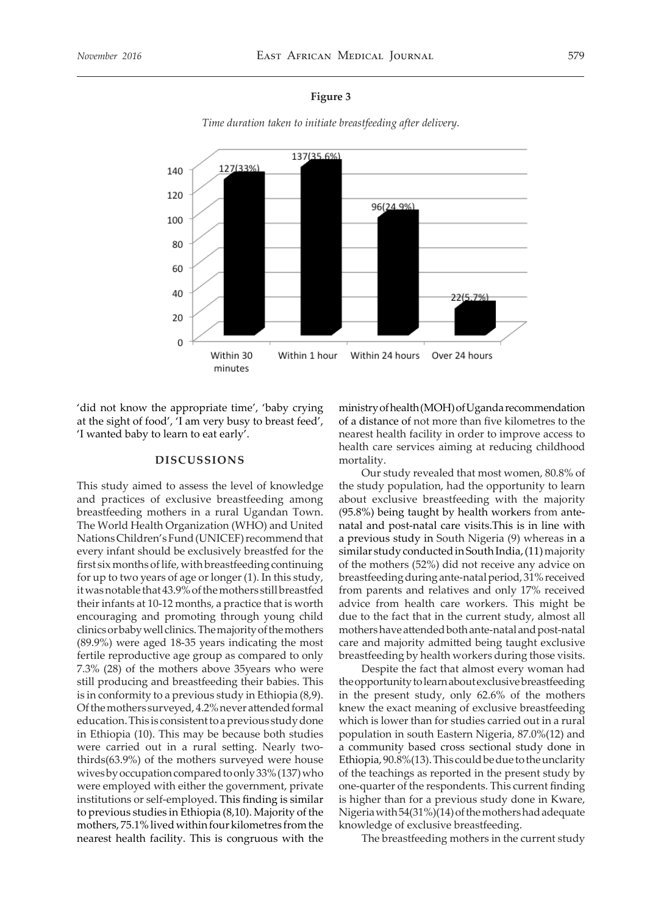**Figure 3**

*Time duration taken to initiate breastfeeding after delivery.*

| Time | Number (%) |
|---|---|
| Within 30 minutes | 127(33%) |
| Within 1 hour | 137(35.6%) |
| Within 24 hours | 96(24.9%) |
| Over 24 hours | 22(5.7%) |

'did not know the appropriate time', 'baby crying at the sight of food', 'I am very busy to breast feed', 'I wanted baby to learn to eat early'.

## DISCUSSIONS

This study aimed to assess the level of knowledge and practices of exclusive breastfeeding among breastfeeding mothers in a rural Ugandan Town. The World Health Organization (WHO) and United Nations Children's Fund (UNICEF) recommend that every infant should be exclusively breastfed for the first six months of life, with breastfeeding continuing for up to two years of age or longer (1). In this study, it was notable that 43.9% of the mothers still breastfed their infants at 10-12 months, a practice that is worth encouraging and promoting through young child clinics or baby well clinics. The majority of the mothers (89.9%) were aged 18-35 years indicating the most fertile reproductive age group as compared to only 7.3% (28) of the mothers above 35years who were still producing and breastfeeding their babies. This is in conformity to a previous study in Ethiopia (8,9). Of the mothers surveyed, 4.2% never attended formal education. This is consistent to a previous study done in Ethiopia (10). This may be because both studies were carried out in a rural setting. Nearly two-thirds(63.9%) of the mothers surveyed were house wives by occupation compared to only 33% (137) who were employed with either the government, private institutions or self-employed. This finding is similar to previous studies in Ethiopia (8,10). Majority of the mothers, 75.1% lived within four kilometres from the nearest health facility. This is congruous with the ministry of health (MOH) of Uganda recommendation of a distance of not more than five kilometres to the nearest health facility in order to improve access to health care services aiming at reducing childhood mortality.

Our study revealed that most women, 80.8% of the study population, had the opportunity to learn about exclusive breastfeeding with the majority (95.8%) being taught by health workers from ante-natal and post-natal care visits.This is in line with a previous study in South Nigeria (9) whereas in a similar study conducted in South India, (11) majority of the mothers (52%) did not receive any advice on breastfeeding during ante-natal period, 31% received from parents and relatives and only 17% received advice from health care workers. This might be due to the fact that in the current study, almost all mothers have attended both ante-natal and post-natal care and majority admitted being taught exclusive breastfeeding by health workers during those visits.

Despite the fact that almost every woman had the opportunity to learn about exclusive breastfeeding in the present study, only 62.6% of the mothers knew the exact meaning of exclusive breastfeeding which is lower than for studies carried out in a rural population in south Eastern Nigeria, 87.0%(12) and a community based cross sectional study done in Ethiopia, 90.8%(13). This could be due to the unclarity of the teachings as reported in the present study by one-quarter of the respondents. This current finding is higher than for a previous study done in Kware, Nigeria with 54(31%)(14) of the mothers had adequate knowledge of exclusive breastfeeding.

The breastfeeding mothers in the current study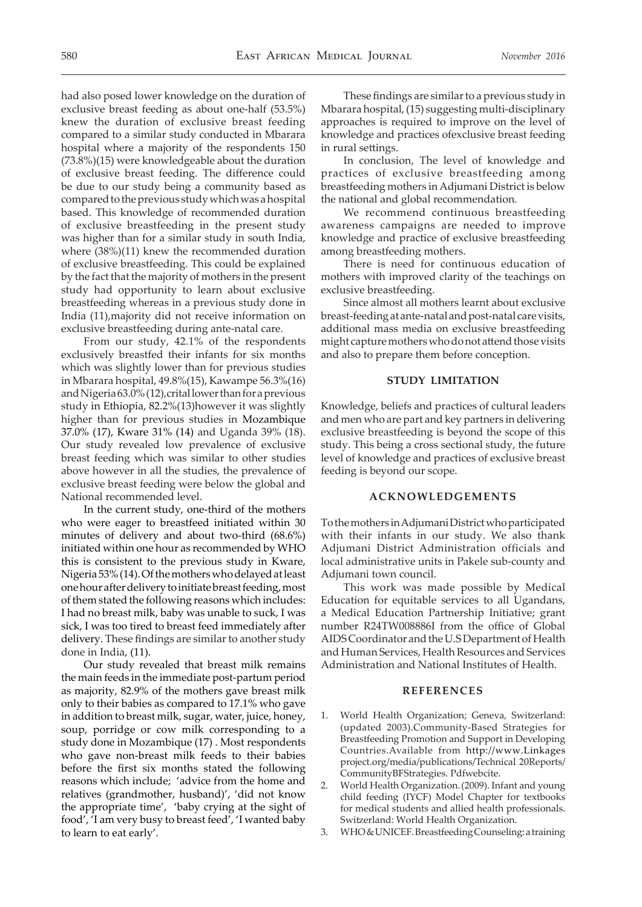had also posed lower knowledge on the duration of exclusive breast feeding as about one-half (53.5%) knew the duration of exclusive breast feeding compared to a similar study conducted in Mbarara hospital where a majority of the respondents 150 (73.8%)(15) were knowledgeable about the duration of exclusive breast feeding. The difference could be due to our study being a community based as compared to the previous study which was a hospital based. This knowledge of recommended duration of exclusive breastfeeding in the present study was higher than for a similar study in south India, where (38%)(11) knew the recommended duration of exclusive breastfeeding. This could be explained by the fact that the majority of mothers in the present study had opportunity to learn about exclusive breastfeeding whereas in a previous study done in India (11),majority did not receive information on exclusive breastfeeding during ante-natal care.

From our study, 42.1% of the respondents exclusively breastfed their infants for six months which was slightly lower than for previous studies in Mbarara hospital, 49.8%(15), Kawampe 56.3%(16) and Nigeria 63.0% (12),crital lower than for a previous study in Ethiopia, 82.2%(13)however it was slightly higher than for previous studies in Mozambique 37.0% (17), Kware 31% (14) and Uganda 39% (18). Our study revealed low prevalence of exclusive breast feeding which was similar to other studies above however in all the studies, the prevalence of exclusive breast feeding were below the global and National recommended level.

In the current study, one-third of the mothers who were eager to breastfeed initiated within 30 minutes of delivery and about two-third (68.6%) initiated within one hour as recommended by WHO this is consistent to the previous study in Kware, Nigeria 53% (14). Of the mothers who delayed at least one hour after delivery to initiate breast feeding, most of them stated the following reasons which includes: I had no breast milk, baby was unable to suck, I was sick, I was too tired to breast feed immediately after delivery. These findings are similar to another study done in India, (11).

Our study revealed that breast milk remains the main feeds in the immediate post-partum period as majority, 82.9% of the mothers gave breast milk only to their babies as compared to 17.1% who gave in addition to breast milk, sugar, water, juice, honey, soup, porridge or cow milk corresponding to a study done in Mozambique (17) . Most respondents who gave non-breast milk feeds to their babies before the first six months stated the following reasons which include; 'advice from the home and relatives (grandmother, husband)', 'did not know the appropriate time', 'baby crying at the sight of food', 'I am very busy to breast feed', 'I wanted baby to learn to eat early'.

These findings are similar to a previous study in Mbarara hospital, (15) suggesting multi-disciplinary approaches is required to improve on the level of knowledge and practices ofexclusive breast feeding in rural settings.

In conclusion, The level of knowledge and practices of exclusive breastfeeding among breastfeeding mothers in Adjumani District is below the national and global recommendation.

We recommend continuous breastfeeding awareness campaigns are needed to improve knowledge and practice of exclusive breastfeeding among breastfeeding mothers.

There is need for continuous education of mothers with improved clarity of the teachings on exclusive breastfeeding.

Since almost all mothers learnt about exclusive breast-feeding at ante-natal and post-natal care visits, additional mass media on exclusive breastfeeding might capture mothers who do not attend those visits and also to prepare them before conception.

## STUDY LIMITATION

Knowledge, beliefs and practices of cultural leaders and men who are part and key partners in delivering exclusive breastfeeding is beyond the scope of this study. This being a cross sectional study, the future level of knowledge and practices of exclusive breast feeding is beyond our scope.

## ACKNOWLEDGEMENTS

To the mothers in Adjumani District who participated with their infants in our study. We also thank Adjumani District Administration officials and local administrative units in Pakele sub-county and Adjumani town council.

This work was made possible by Medical Education for equitable services to all Ugandans, a Medical Education Partnership Initiative; grant number R24TW008886I from the office of Global AIDS Coordinator and the U.S Department of Health and Human Services, Health Resources and Services Administration and National Institutes of Health.

## REFERENCES

1. World Health Organization; Geneva, Switzerland: (updated 2003).Community-Based Strategies for Breastfeeding Promotion and Support in Developing Countries.Available from http://www.Linkages project.org/media/publications/Technical 20Reports/ CommunityBFStrategies. Pdfwebcite.
2. World Health Organization. (2009). Infant and young child feeding (IYCF) Model Chapter for textbooks for medical students and allied health professionals. Switzerland: World Health Organization.
3. WHO & UNICEF. Breastfeeding Counseling: a training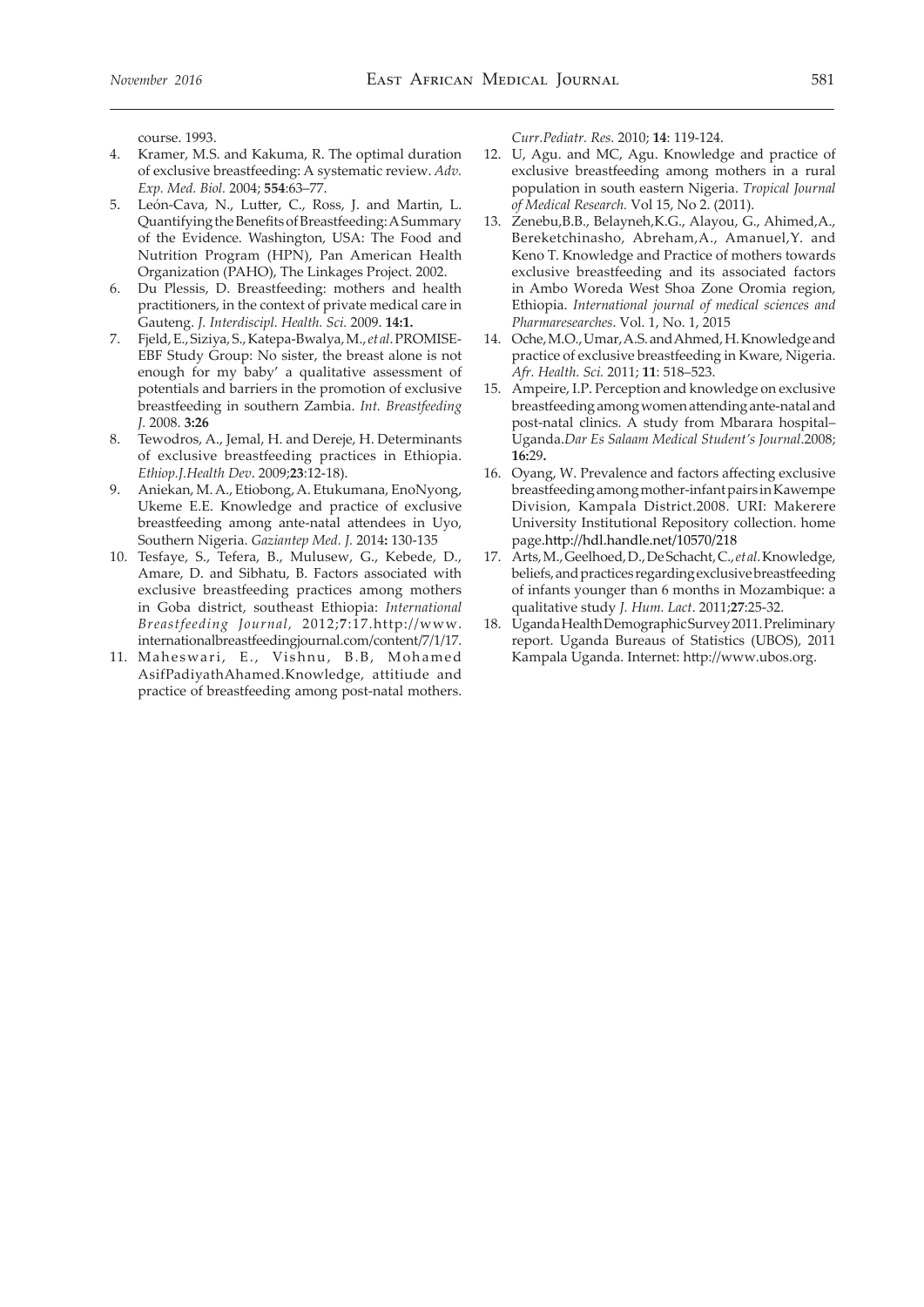course. 1993.

4. Kramer, M.S. and Kakuma, R. The optimal duration of exclusive breastfeeding: A systematic review. *Adv. Exp. Med. Biol.* 2004; **554**:63–77.
5. León-Cava, N., Lutter, C., Ross, J. and Martin, L. Quantifying the Benefits of Breastfeeding: A Summary of the Evidence. Washington, USA: The Food and Nutrition Program (HPN), Pan American Health Organization (PAHO), The Linkages Project. 2002.
6. Du Plessis, D. Breastfeeding: mothers and health practitioners, in the context of private medical care in Gauteng. *J. Interdiscipl. Health. Sci.* 2009. **14:1.**
7. Fjeld, E., Siziya, S., Katepa-Bwalya, M., *et al*. PROMISE-EBF Study Group: No sister, the breast alone is not enough for my baby' a qualitative assessment of potentials and barriers in the promotion of exclusive breastfeeding in southern Zambia. *Int. Breastfeeding J.* 2008. **3:26**
8. Tewodros, A., Jemal, H. and Dereje, H. Determinants of exclusive breastfeeding practices in Ethiopia. *Ethiop.J.Health Dev*. 2009;**23**:12-18).
9. Aniekan, M. A., Etiobong, A. Etukumana, EnoNyong, Ukeme E.E. Knowledge and practice of exclusive breastfeeding among ante-natal attendees in Uyo, Southern Nigeria. *Gaziantep Med. J.* 2014**:** 130-135
10. Tesfaye, S., Tefera, B., Mulusew, G., Kebede, D., Amare, D. and Sibhatu, B. Factors associated with exclusive breastfeeding practices among mothers in Goba district, southeast Ethiopia: *International Breastfeeding Journal,* 2012;**7**:17.http://www.internationalbreastfeedingjournal.com/content/7/1/17.
11. Maheswari, E., Vishnu, B.B, Mohamed AsifPadiyathAhamed.Knowledge, attitiude and practice of breastfeeding among post-natal mothers. *Curr.Pediatr. Res.* 2010; **14**: 119-124.
12. U, Agu. and MC, Agu. Knowledge and practice of exclusive breastfeeding among mothers in a rural population in south eastern Nigeria. *Tropical Journal of Medical Research.* Vol 15, No 2. (2011).
13. Zenebu,B.B., Belayneh,K.G., Alayou, G., Ahimed,A., Bereketchinasho, Abreham,A., Amanuel,Y. and Keno T. Knowledge and Practice of mothers towards exclusive breastfeeding and its associated factors in Ambo Woreda West Shoa Zone Oromia region, Ethiopia. *International journal of medical sciences and Pharmaresearches*. Vol. 1, No. 1, 2015
14. Oche, M.O., Umar, A.S. and Ahmed, H. Knowledge and practice of exclusive breastfeeding in Kware, Nigeria. *Afr. Health. Sci.* 2011; **11**: 518–523.
15. Ampeire, I.P. Perception and knowledge on exclusive breastfeeding among women attending ante-natal and post-natal clinics. A study from Mbarara hospital–Uganda.*Dar Es Salaam Medical Student's Journal*.2008; **16:**29**.**
16. Oyang, W. Prevalence and factors affecting exclusive breastfeeding among mother-infant pairs in Kawempe Division, Kampala District.2008. URI: Makerere University Institutional Repository collection. home page.http://hdl.handle.net/10570/218
17. Arts, M., Geelhoed, D., De Schacht, C., *et al*. Knowledge, beliefs, and practices regarding exclusive breastfeeding of infants younger than 6 months in Mozambique: a qualitative study *J. Hum. Lact*. 2011;**27**:25-32.
18. Uganda Health Demographic Survey 2011. Preliminary report. Uganda Bureaus of Statistics (UBOS), 2011 Kampala Uganda. Internet: http://www.ubos.org.